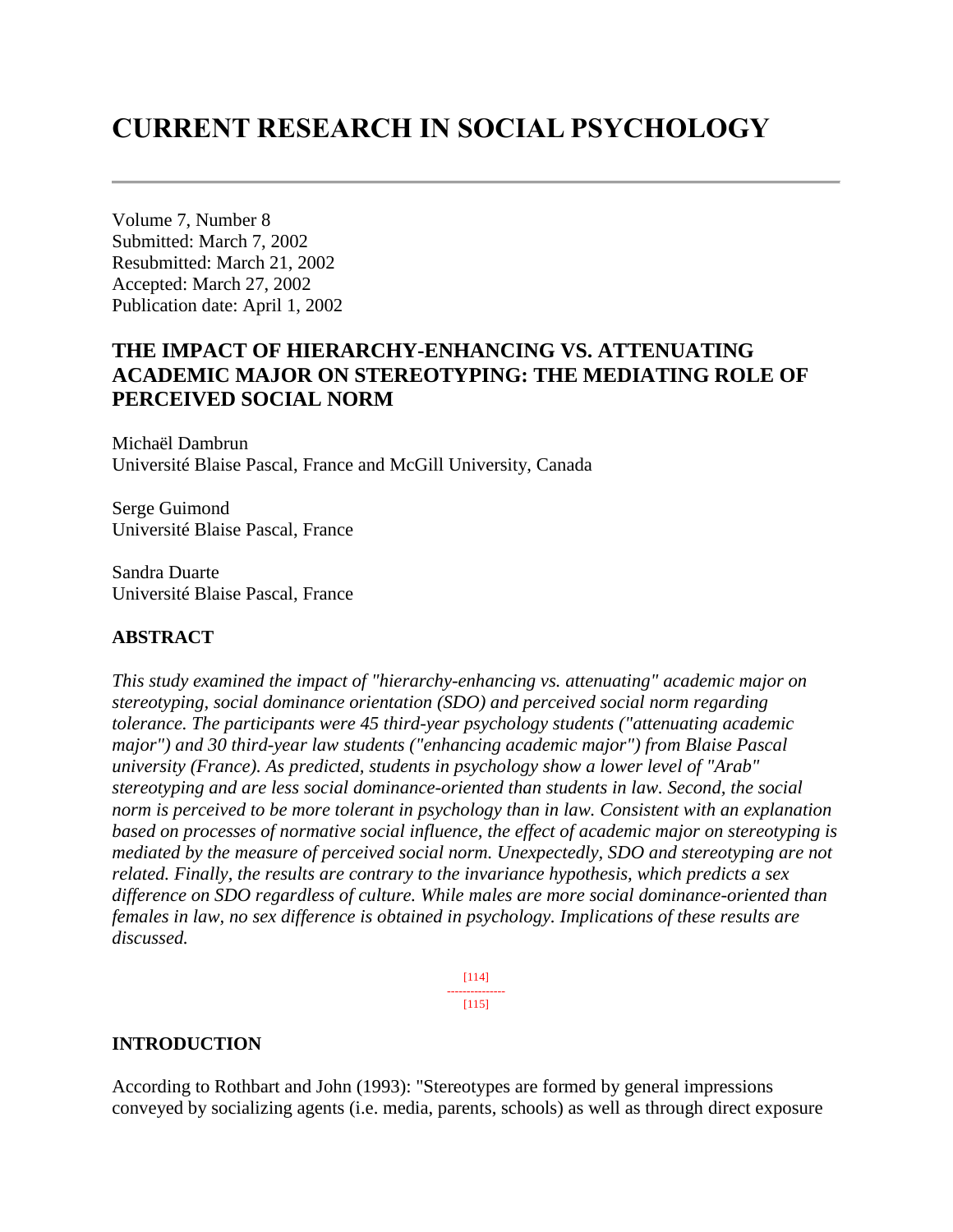# CURRENT RESEARCH IN SOCIAL PSYCHOLOGY

Volume 7, Number 8
Submitted: March 7, 2002
Resubmitted: March 21, 2002
Accepted: March 27, 2002
Publication date: April 1, 2002

## THE IMPACT OF HIERARCHY-ENHANCING VS. ATTENUATING ACADEMIC MAJOR ON STEREOTYPING: THE MEDIATING ROLE OF PERCEIVED SOCIAL NORM

Michaël Dambrun
Université Blaise Pascal, France and McGill University, Canada

Serge Guimond
Université Blaise Pascal, France

Sandra Duarte
Université Blaise Pascal, France

### ABSTRACT

*This study examined the impact of "hierarchy-enhancing vs. attenuating" academic major on stereotyping, social dominance orientation (SDO) and perceived social norm regarding tolerance. The participants were 45 third-year psychology students ("attenuating academic major") and 30 third-year law students ("enhancing academic major") from Blaise Pascal university (France). As predicted, students in psychology show a lower level of "Arab" stereotyping and are less social dominance-oriented than students in law. Second, the social norm is perceived to be more tolerant in psychology than in law. Consistent with an explanation based on processes of normative social influence, the effect of academic major on stereotyping is mediated by the measure of perceived social norm. Unexpectedly, SDO and stereotyping are not related. Finally, the results are contrary to the invariance hypothesis, which predicts a sex difference on SDO regardless of culture. While males are more social dominance-oriented than females in law, no sex difference is obtained in psychology. Implications of these results are discussed.*

### INTRODUCTION

According to Rothbart and John (1993): "Stereotypes are formed by general impressions conveyed by socializing agents (i.e. media, parents, schools) as well as through direct exposure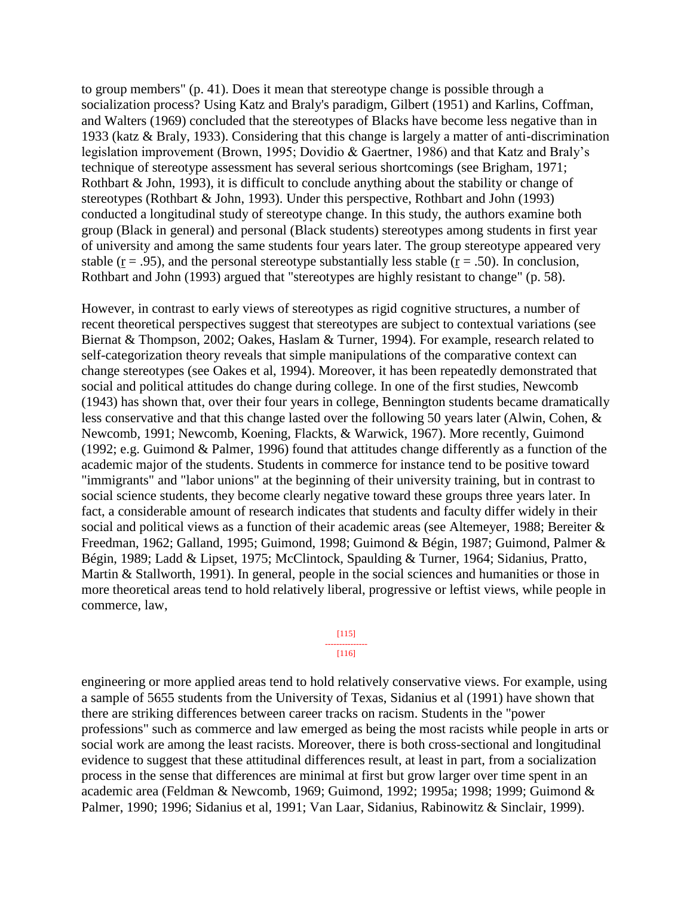to group members" (p. 41). Does it mean that stereotype change is possible through a socialization process? Using Katz and Braly's paradigm, Gilbert (1951) and Karlins, Coffman, and Walters (1969) concluded that the stereotypes of Blacks have become less negative than in 1933 (katz & Braly, 1933). Considering that this change is largely a matter of anti-discrimination legislation improvement (Brown, 1995; Dovidio & Gaertner, 1986) and that Katz and Braly's technique of stereotype assessment has several serious shortcomings (see Brigham, 1971; Rothbart & John, 1993), it is difficult to conclude anything about the stability or change of stereotypes (Rothbart & John, 1993). Under this perspective, Rothbart and John (1993) conducted a longitudinal study of stereotype change. In this study, the authors examine both group (Black in general) and personal (Black students) stereotypes among students in first year of university and among the same students four years later. The group stereotype appeared very stable ($r = .95$), and the personal stereotype substantially less stable ($r = .50$). In conclusion, Rothbart and John (1993) argued that "stereotypes are highly resistant to change" (p. 58).

However, in contrast to early views of stereotypes as rigid cognitive structures, a number of recent theoretical perspectives suggest that stereotypes are subject to contextual variations (see Biernat & Thompson, 2002; Oakes, Haslam & Turner, 1994). For example, research related to self-categorization theory reveals that simple manipulations of the comparative context can change stereotypes (see Oakes et al, 1994). Moreover, it has been repeatedly demonstrated that social and political attitudes do change during college. In one of the first studies, Newcomb (1943) has shown that, over their four years in college, Bennington students became dramatically less conservative and that this change lasted over the following 50 years later (Alwin, Cohen, & Newcomb, 1991; Newcomb, Koening, Flackts, & Warwick, 1967). More recently, Guimond (1992; e.g. Guimond & Palmer, 1996) found that attitudes change differently as a function of the academic major of the students. Students in commerce for instance tend to be positive toward "immigrants" and "labor unions" at the beginning of their university training, but in contrast to social science students, they become clearly negative toward these groups three years later. In fact, a considerable amount of research indicates that students and faculty differ widely in their social and political views as a function of their academic areas (see Altemeyer, 1988; Bereiter & Freedman, 1962; Galland, 1995; Guimond, 1998; Guimond & Bégin, 1987; Guimond, Palmer & Bégin, 1989; Ladd & Lipset, 1975; McClintock, Spaulding & Turner, 1964; Sidanius, Pratto, Martin & Stallworth, 1991). In general, people in the social sciences and humanities or those in more theoretical areas tend to hold relatively liberal, progressive or leftist views, while people in commerce, law, engineering or more applied areas tend to hold relatively conservative views. For example, using a sample of 5655 students from the University of Texas, Sidanius et al (1991) have shown that there are striking differences between career tracks on racism. Students in the "power professions" such as commerce and law emerged as being the most racists while people in arts or social work are among the least racists. Moreover, there is both cross-sectional and longitudinal evidence to suggest that these attitudinal differences result, at least in part, from a socialization process in the sense that differences are minimal at first but grow larger over time spent in an academic area (Feldman & Newcomb, 1969; Guimond, 1992; 1995a; 1998; 1999; Guimond & Palmer, 1990; 1996; Sidanius et al, 1991; Van Laar, Sidanius, Rabinowitz & Sinclair, 1999).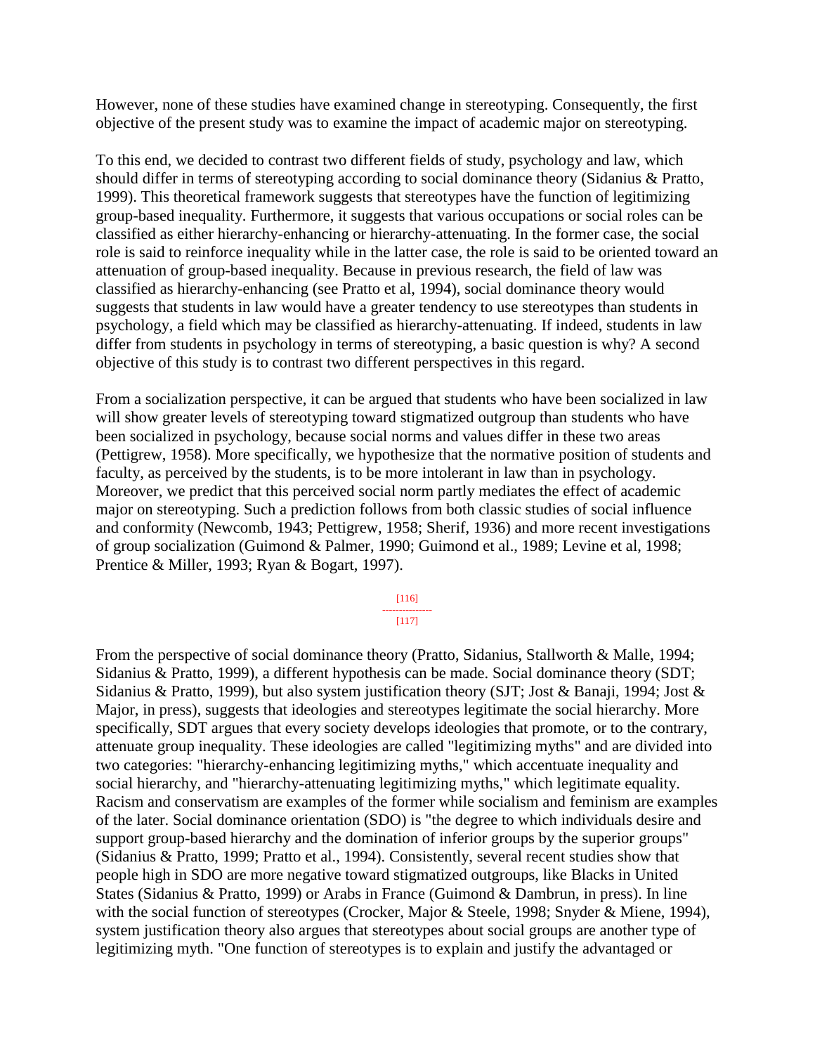However, none of these studies have examined change in stereotyping. Consequently, the first objective of the present study was to examine the impact of academic major on stereotyping.

To this end, we decided to contrast two different fields of study, psychology and law, which should differ in terms of stereotyping according to social dominance theory (Sidanius & Pratto, 1999). This theoretical framework suggests that stereotypes have the function of legitimizing group-based inequality. Furthermore, it suggests that various occupations or social roles can be classified as either hierarchy-enhancing or hierarchy-attenuating. In the former case, the social role is said to reinforce inequality while in the latter case, the role is said to be oriented toward an attenuation of group-based inequality. Because in previous research, the field of law was classified as hierarchy-enhancing (see Pratto et al, 1994), social dominance theory would suggests that students in law would have a greater tendency to use stereotypes than students in psychology, a field which may be classified as hierarchy-attenuating. If indeed, students in law differ from students in psychology in terms of stereotyping, a basic question is why? A second objective of this study is to contrast two different perspectives in this regard.

From a socialization perspective, it can be argued that students who have been socialized in law will show greater levels of stereotyping toward stigmatized outgroup than students who have been socialized in psychology, because social norms and values differ in these two areas (Pettigrew, 1958). More specifically, we hypothesize that the normative position of students and faculty, as perceived by the students, is to be more intolerant in law than in psychology. Moreover, we predict that this perceived social norm partly mediates the effect of academic major on stereotyping. Such a prediction follows from both classic studies of social influence and conformity (Newcomb, 1943; Pettigrew, 1958; Sherif, 1936) and more recent investigations of group socialization (Guimond & Palmer, 1990; Guimond et al., 1989; Levine et al, 1998; Prentice & Miller, 1993; Ryan & Bogart, 1997).

From the perspective of social dominance theory (Pratto, Sidanius, Stallworth & Malle, 1994; Sidanius & Pratto, 1999), a different hypothesis can be made. Social dominance theory (SDT; Sidanius & Pratto, 1999), but also system justification theory (SJT; Jost & Banaji, 1994; Jost & Major, in press), suggests that ideologies and stereotypes legitimate the social hierarchy. More specifically, SDT argues that every society develops ideologies that promote, or to the contrary, attenuate group inequality. These ideologies are called "legitimizing myths" and are divided into two categories: "hierarchy-enhancing legitimizing myths," which accentuate inequality and social hierarchy, and "hierarchy-attenuating legitimizing myths," which legitimate equality. Racism and conservatism are examples of the former while socialism and feminism are examples of the later. Social dominance orientation (SDO) is "the degree to which individuals desire and support group-based hierarchy and the domination of inferior groups by the superior groups" (Sidanius & Pratto, 1999; Pratto et al., 1994). Consistently, several recent studies show that people high in SDO are more negative toward stigmatized outgroups, like Blacks in United States (Sidanius & Pratto, 1999) or Arabs in France (Guimond & Dambrun, in press). In line with the social function of stereotypes (Crocker, Major & Steele, 1998; Snyder & Miene, 1994), system justification theory also argues that stereotypes about social groups are another type of legitimizing myth. "One function of stereotypes is to explain and justify the advantaged or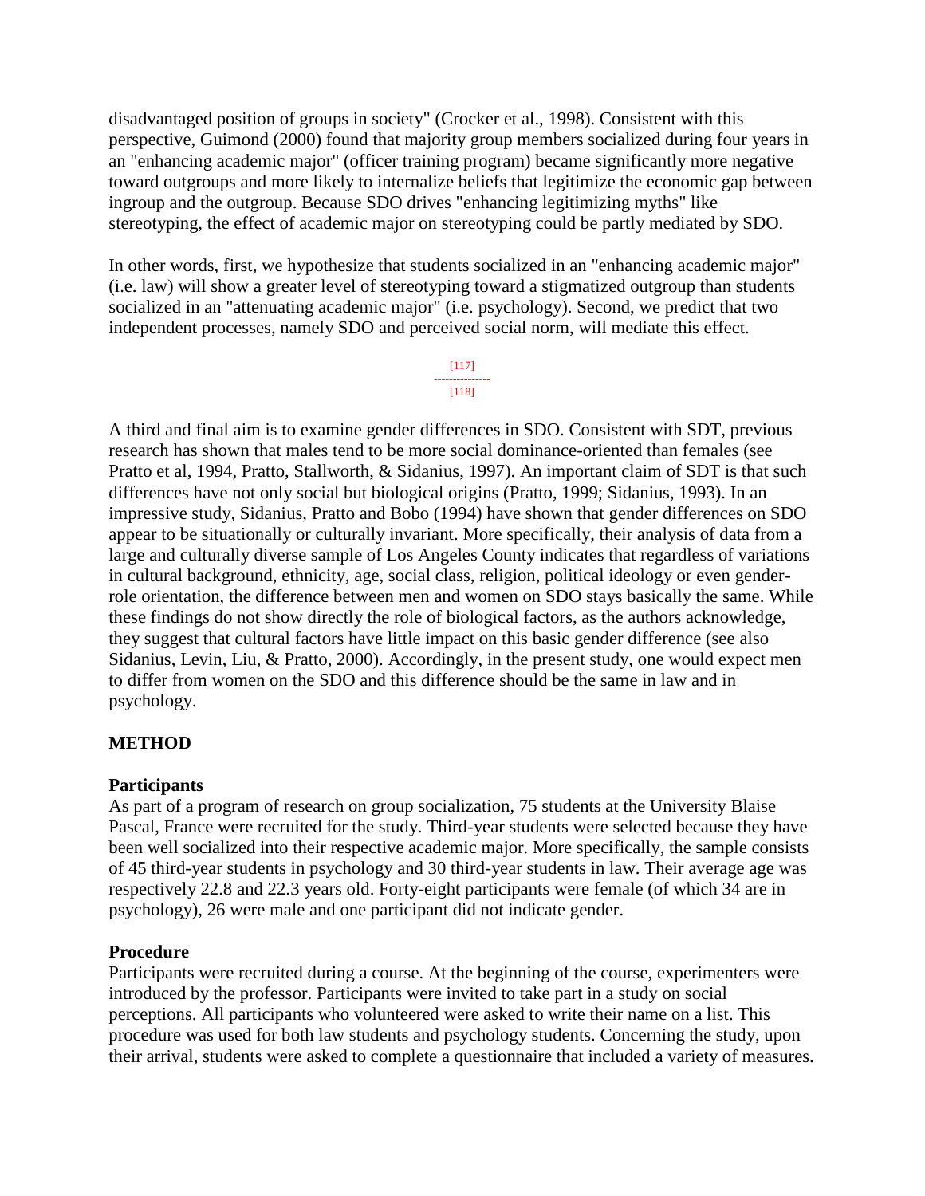disadvantaged position of groups in society" (Crocker et al., 1998). Consistent with this perspective, Guimond (2000) found that majority group members socialized during four years in an "enhancing academic major" (officer training program) became significantly more negative toward outgroups and more likely to internalize beliefs that legitimize the economic gap between ingroup and the outgroup. Because SDO drives "enhancing legitimizing myths" like stereotyping, the effect of academic major on stereotyping could be partly mediated by SDO.

In other words, first, we hypothesize that students socialized in an "enhancing academic major" (i.e. law) will show a greater level of stereotyping toward a stigmatized outgroup than students socialized in an "attenuating academic major" (i.e. psychology). Second, we predict that two independent processes, namely SDO and perceived social norm, will mediate this effect.

A third and final aim is to examine gender differences in SDO. Consistent with SDT, previous research has shown that males tend to be more social dominance-oriented than females (see Pratto et al, 1994, Pratto, Stallworth, & Sidanius, 1997). An important claim of SDT is that such differences have not only social but biological origins (Pratto, 1999; Sidanius, 1993). In an impressive study, Sidanius, Pratto and Bobo (1994) have shown that gender differences on SDO appear to be situationally or culturally invariant. More specifically, their analysis of data from a large and culturally diverse sample of Los Angeles County indicates that regardless of variations in cultural background, ethnicity, age, social class, religion, political ideology or even gender-role orientation, the difference between men and women on SDO stays basically the same. While these findings do not show directly the role of biological factors, as the authors acknowledge, they suggest that cultural factors have little impact on this basic gender difference (see also Sidanius, Levin, Liu, & Pratto, 2000). Accordingly, in the present study, one would expect men to differ from women on the SDO and this difference should be the same in law and in psychology.

## METHOD

### Participants

As part of a program of research on group socialization, 75 students at the University Blaise Pascal, France were recruited for the study. Third-year students were selected because they have been well socialized into their respective academic major. More specifically, the sample consists of 45 third-year students in psychology and 30 third-year students in law. Their average age was respectively 22.8 and 22.3 years old. Forty-eight participants were female (of which 34 are in psychology), 26 were male and one participant did not indicate gender.

### Procedure

Participants were recruited during a course. At the beginning of the course, experimenters were introduced by the professor. Participants were invited to take part in a study on social perceptions. All participants who volunteered were asked to write their name on a list. This procedure was used for both law students and psychology students. Concerning the study, upon their arrival, students were asked to complete a questionnaire that included a variety of measures.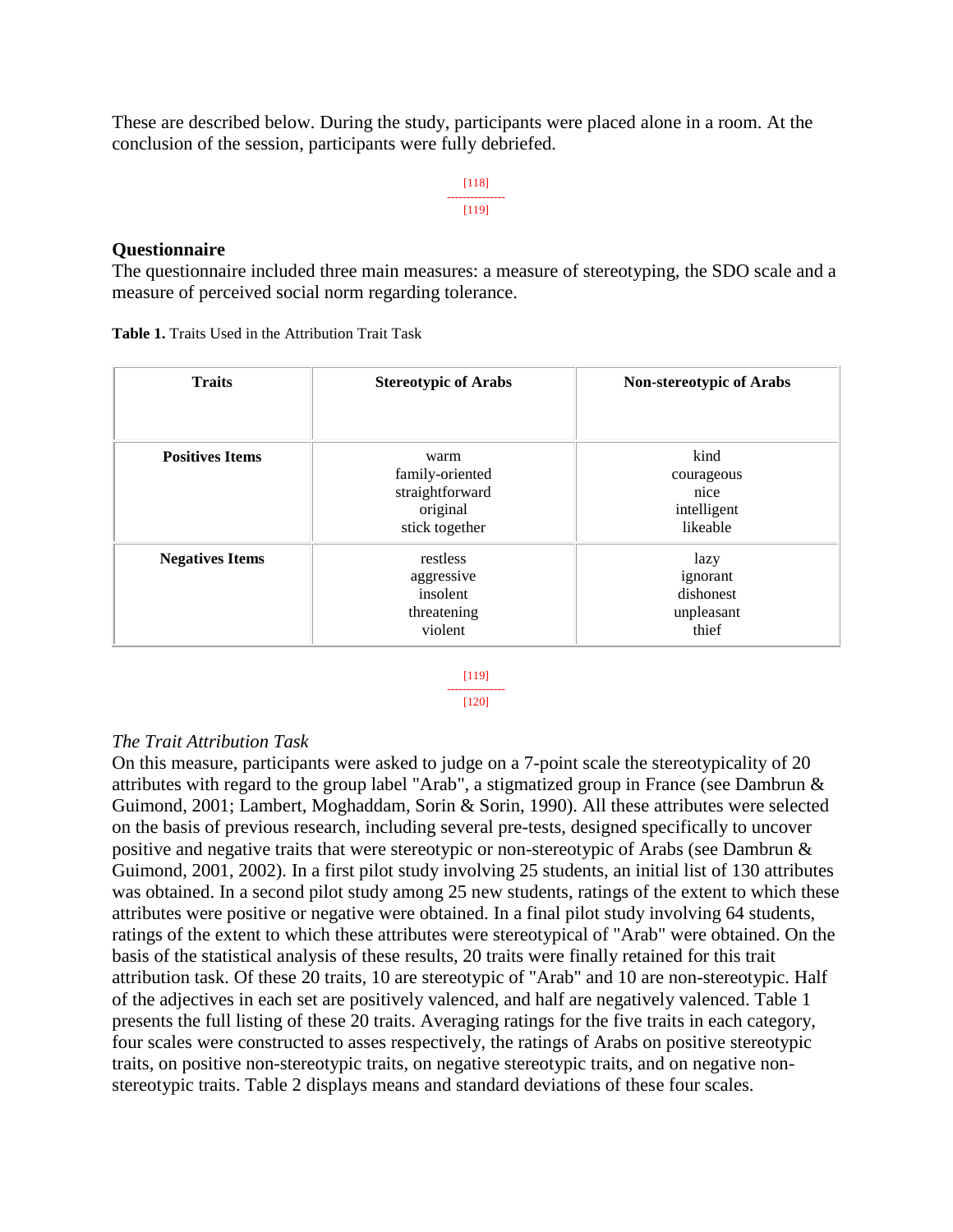These are described below. During the study, participants were placed alone in a room. At the conclusion of the session, participants were fully debriefed.

## Questionnaire

The questionnaire included three main measures: a measure of stereotyping, the SDO scale and a measure of perceived social norm regarding tolerance.

**Table 1.** Traits Used in the Attribution Trait Task

| Traits | Stereotypic of Arabs | Non-stereotypic of Arabs |
|---|---|---|
| **Positives Items** | warm<br>family-oriented<br>straightforward<br>original<br>stick together | kind<br>courageous<br>nice<br>intelligent<br>likeable |
| **Negatives Items** | restless<br>aggressive<br>insolent<br>threatening<br>violent | lazy<br>ignorant<br>dishonest<br>unpleasant<br>thief |

*The Trait Attribution Task*

On this measure, participants were asked to judge on a 7-point scale the stereotypicality of 20 attributes with regard to the group label "Arab", a stigmatized group in France (see Dambrun & Guimond, 2001; Lambert, Moghaddam, Sorin & Sorin, 1990). All these attributes were selected on the basis of previous research, including several pre-tests, designed specifically to uncover positive and negative traits that were stereotypic or non-stereotypic of Arabs (see Dambrun & Guimond, 2001, 2002). In a first pilot study involving 25 students, an initial list of 130 attributes was obtained. In a second pilot study among 25 new students, ratings of the extent to which these attributes were positive or negative were obtained. In a final pilot study involving 64 students, ratings of the extent to which these attributes were stereotypical of "Arab" were obtained. On the basis of the statistical analysis of these results, 20 traits were finally retained for this trait attribution task. Of these 20 traits, 10 are stereotypic of "Arab" and 10 are non-stereotypic. Half of the adjectives in each set are positively valenced, and half are negatively valenced. Table 1 presents the full listing of these 20 traits. Averaging ratings for the five traits in each category, four scales were constructed to asses respectively, the ratings of Arabs on positive stereotypic traits, on positive non-stereotypic traits, on negative stereotypic traits, and on negative non-stereotypic traits. Table 2 displays means and standard deviations of these four scales.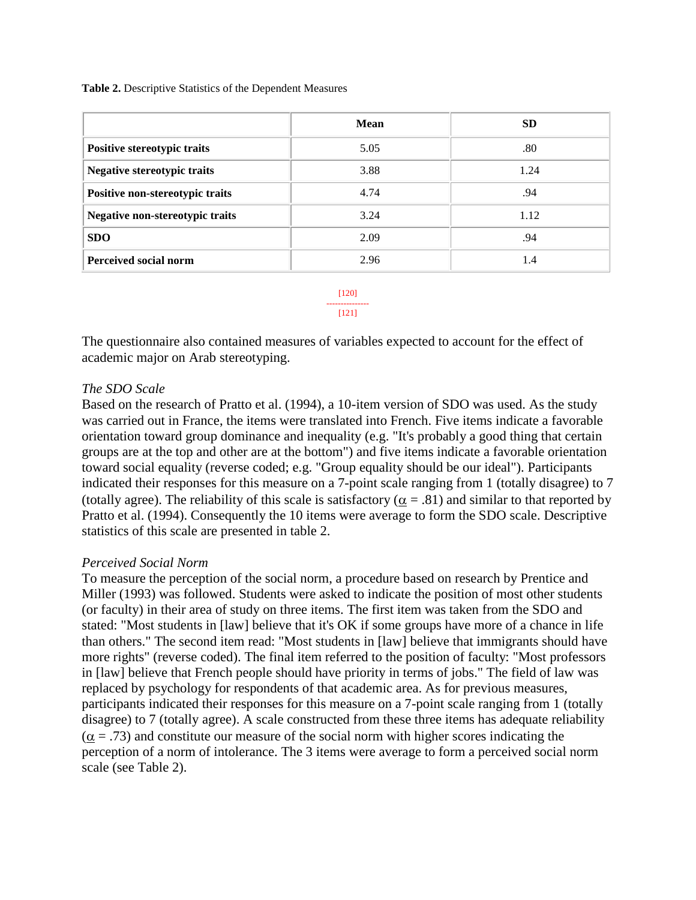**Table 2.** Descriptive Statistics of the Dependent Measures

| | Mean | SD |
|---|---|---|
| **Positive stereotypic traits** | 5.05 | .80 |
| **Negative stereotypic traits** | 3.88 | 1.24 |
| **Positive non-stereotypic traits** | 4.74 | .94 |
| **Negative non-stereotypic traits** | 3.24 | 1.12 |
| **SDO** | 2.09 | .94 |
| **Perceived social norm** | 2.96 | 1.4 |

[120]
---------------
[121]

The questionnaire also contained measures of variables expected to account for the effect of academic major on Arab stereotyping.

*The SDO Scale*
Based on the research of Pratto et al. (1994), a 10-item version of SDO was used. As the study was carried out in France, the items were translated into French. Five items indicate a favorable orientation toward group dominance and inequality (e.g. "It's probably a good thing that certain groups are at the top and other are at the bottom") and five items indicate a favorable orientation toward social equality (reverse coded; e.g. "Group equality should be our ideal"). Participants indicated their responses for this measure on a 7-point scale ranging from 1 (totally disagree) to 7 (totally agree). The reliability of this scale is satisfactory ($\alpha$ = .81) and similar to that reported by Pratto et al. (1994). Consequently the 10 items were average to form the SDO scale. Descriptive statistics of this scale are presented in table 2.

*Perceived Social Norm*
To measure the perception of the social norm, a procedure based on research by Prentice and Miller (1993) was followed. Students were asked to indicate the position of most other students (or faculty) in their area of study on three items. The first item was taken from the SDO and stated: "Most students in [law] believe that it's OK if some groups have more of a chance in life than others." The second item read: "Most students in [law] believe that immigrants should have more rights" (reverse coded). The final item referred to the position of faculty: "Most professors in [law] believe that French people should have priority in terms of jobs." The field of law was replaced by psychology for respondents of that academic area. As for previous measures, participants indicated their responses for this measure on a 7-point scale ranging from 1 (totally disagree) to 7 (totally agree). A scale constructed from these three items has adequate reliability ($\alpha$ = .73) and constitute our measure of the social norm with higher scores indicating the perception of a norm of intolerance. The 3 items were average to form a perceived social norm scale (see Table 2).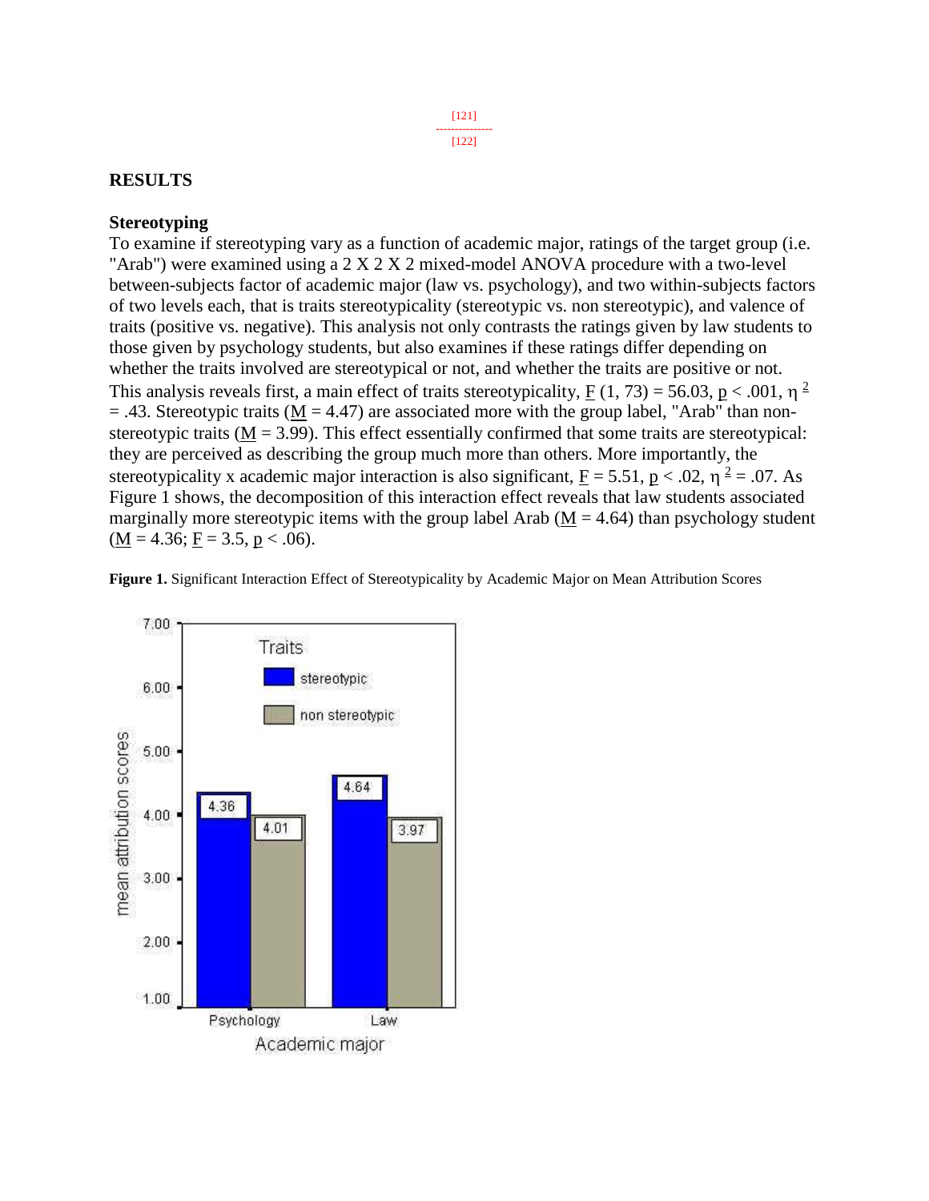## RESULTS

### Stereotyping

To examine if stereotyping vary as a function of academic major, ratings of the target group (i.e. "Arab") were examined using a 2 X 2 X 2 mixed-model ANOVA procedure with a two-level between-subjects factor of academic major (law vs. psychology), and two within-subjects factors of two levels each, that is traits stereotypicality (stereotypic vs. non stereotypic), and valence of traits (positive vs. negative). This analysis not only contrasts the ratings given by law students to those given by psychology students, but also examines if these ratings differ depending on whether the traits involved are stereotypical or not, and whether the traits are positive or not. This analysis reveals first, a main effect of traits stereotypicality, $F(1, 73) = 56.03$, $p < .001$, $\eta^2 = .43$. Stereotypic traits ($M = 4.47$) are associated more with the group label, "Arab" than non-stereotypic traits ($M = 3.99$). This effect essentially confirmed that some traits are stereotypical: they are perceived as describing the group much more than others. More importantly, the stereotypicality x academic major interaction is also significant, $F = 5.51$, $p < .02$, $\eta^2 = .07$. As Figure 1 shows, the decomposition of this interaction effect reveals that law students associated marginally more stereotypic items with the group label Arab ($M = 4.64$) than psychology student ($M = 4.36$; $F = 3.5$, $p < .06$).

**Figure 1.** Significant Interaction Effect of Stereotypicality by Academic Major on Mean Attribution Scores

| Academic major | Stereotypic | Non stereotypic |
|---|---|---|
| Psychology | 4.36 | 4.01 |
| Law | 4.64 | 3.97 |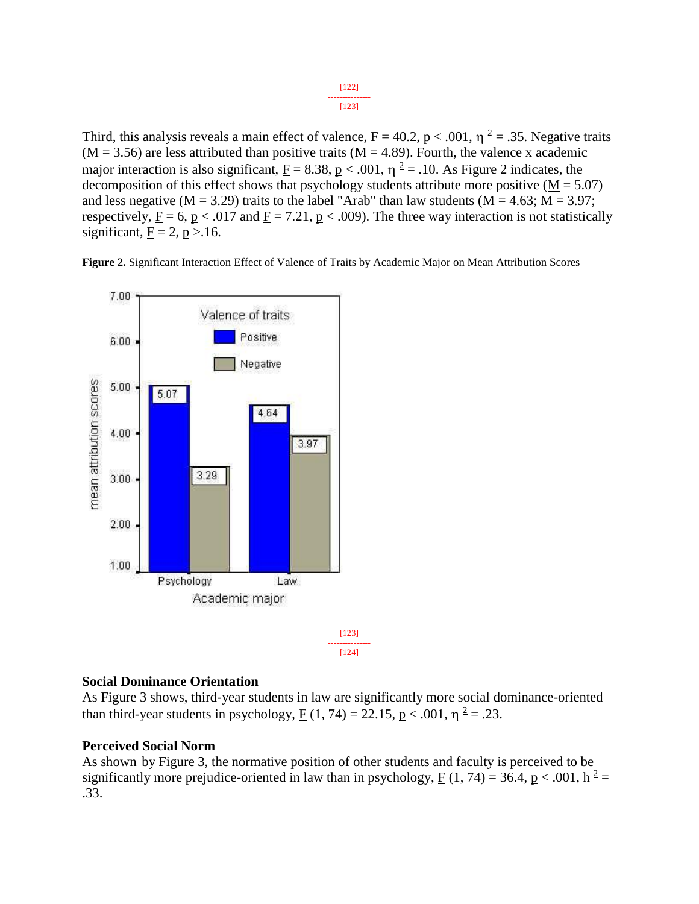Third, this analysis reveals a main effect of valence, $F = 40.2$, $p < .001$, $\eta^2 = .35$. Negative traits ($M = 3.56$) are less attributed than positive traits ($M = 4.89$). Fourth, the valence x academic major interaction is also significant, $F = 8.38$, $p < .001$, $\eta^2 = .10$. As Figure 2 indicates, the decomposition of this effect shows that psychology students attribute more positive ($M = 5.07$) and less negative ($M = 3.29$) traits to the label "Arab" than law students ($M = 4.63$; $M = 3.97$; respectively, $F = 6$, $p < .017$ and $F = 7.21$, $p < .009$). The three way interaction is not statistically significant, $F = 2$, $p > .16$.

**Figure 2.** Significant Interaction Effect of Valence of Traits by Academic Major on Mean Attribution Scores

### Social Dominance Orientation

As Figure 3 shows, third-year students in law are significantly more social dominance-oriented than third-year students in psychology, $F(1, 74) = 22.15$, $p < .001$, $\eta^2 = .23$.

### Perceived Social Norm

As shown by Figure 3, the normative position of other students and faculty is perceived to be significantly more prejudice-oriented in law than in psychology, $F(1, 74) = 36.4$, $p < .001$, $h^2 = .33$.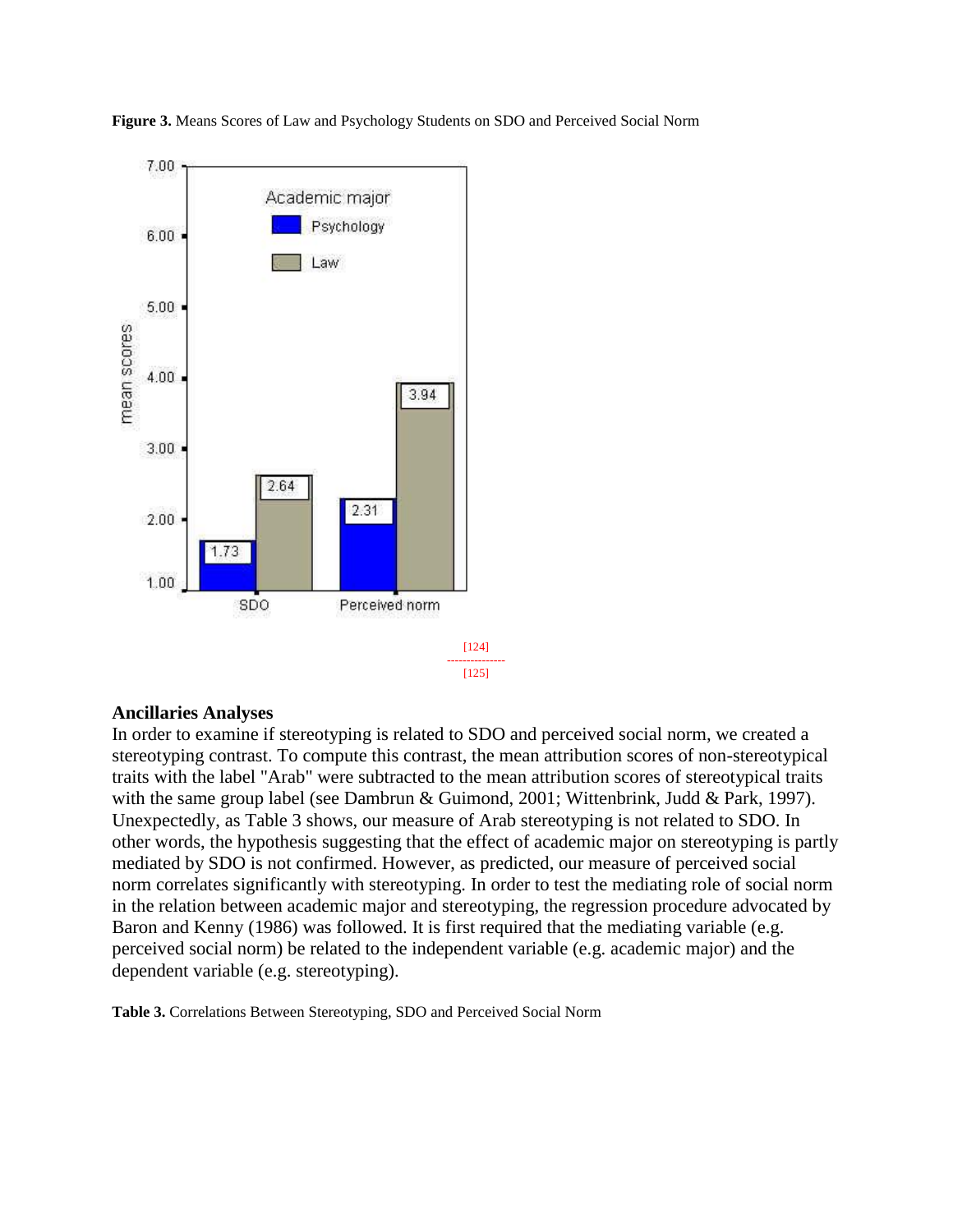**Figure 3.** Means Scores of Law and Psychology Students on SDO and Perceived Social Norm

### Ancillaries Analyses

In order to examine if stereotyping is related to SDO and perceived social norm, we created a stereotyping contrast. To compute this contrast, the mean attribution scores of non-stereotypical traits with the label "Arab" were subtracted to the mean attribution scores of stereotypical traits with the same group label (see Dambrun & Guimond, 2001; Wittenbrink, Judd & Park, 1997). Unexpectedly, as Table 3 shows, our measure of Arab stereotyping is not related to SDO. In other words, the hypothesis suggesting that the effect of academic major on stereotyping is partly mediated by SDO is not confirmed. However, as predicted, our measure of perceived social norm correlates significantly with stereotyping. In order to test the mediating role of social norm in the relation between academic major and stereotyping, the regression procedure advocated by Baron and Kenny (1986) was followed. It is first required that the mediating variable (e.g. perceived social norm) be related to the independent variable (e.g. academic major) and the dependent variable (e.g. stereotyping).

**Table 3.** Correlations Between Stereotyping, SDO and Perceived Social Norm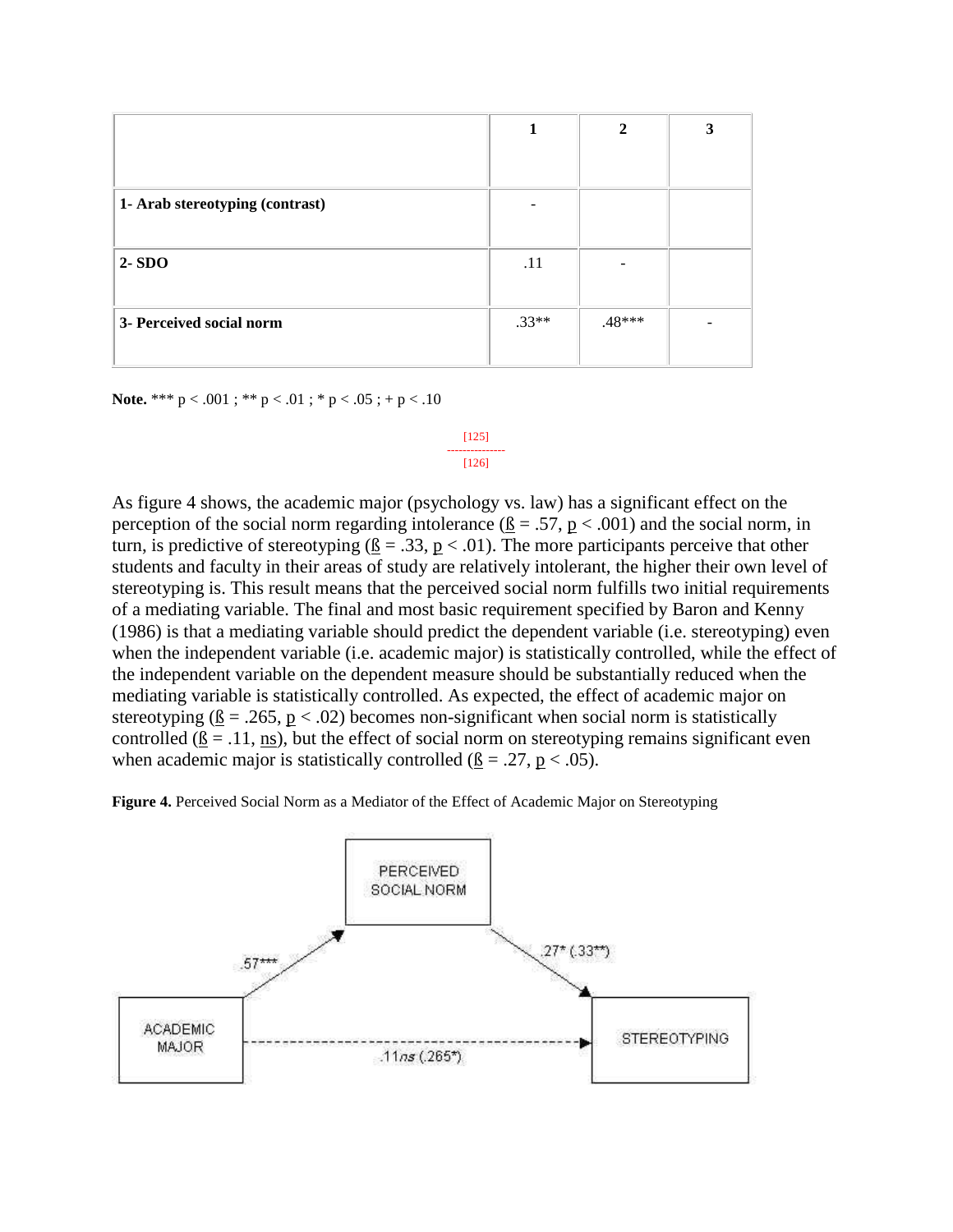| | 1 | 2 | 3 |
|---|---|---|---|
| **1- Arab stereotyping (contrast)** | - | | |
| **2- SDO** | .11 | - | |
| **3- Perceived social norm** | .33** | .48*** | - |

**Note.** *** $p < .001$ ; ** $p < .01$ ; * $p < .05$ ; + $p < .10$

As figure 4 shows, the academic major (psychology vs. law) has a significant effect on the perception of the social norm regarding intolerance (ß = .57, $p < .001$) and the social norm, in turn, is predictive of stereotyping (ß = .33, $p < .01$). The more participants perceive that other students and faculty in their areas of study are relatively intolerant, the higher their own level of stereotyping is. This result means that the perceived social norm fulfills two initial requirements of a mediating variable. The final and most basic requirement specified by Baron and Kenny (1986) is that a mediating variable should predict the dependent variable (i.e. stereotyping) even when the independent variable (i.e. academic major) is statistically controlled, while the effect of the independent variable on the dependent measure should be substantially reduced when the mediating variable is statistically controlled. As expected, the effect of academic major on stereotyping (ß = .265, $p < .02$) becomes non-significant when social norm is statistically controlled (ß = .11, ns), but the effect of social norm on stereotyping remains significant even when academic major is statistically controlled (ß = .27, $p < .05$).

**Figure 4.** Perceived Social Norm as a Mediator of the Effect of Academic Major on Stereotyping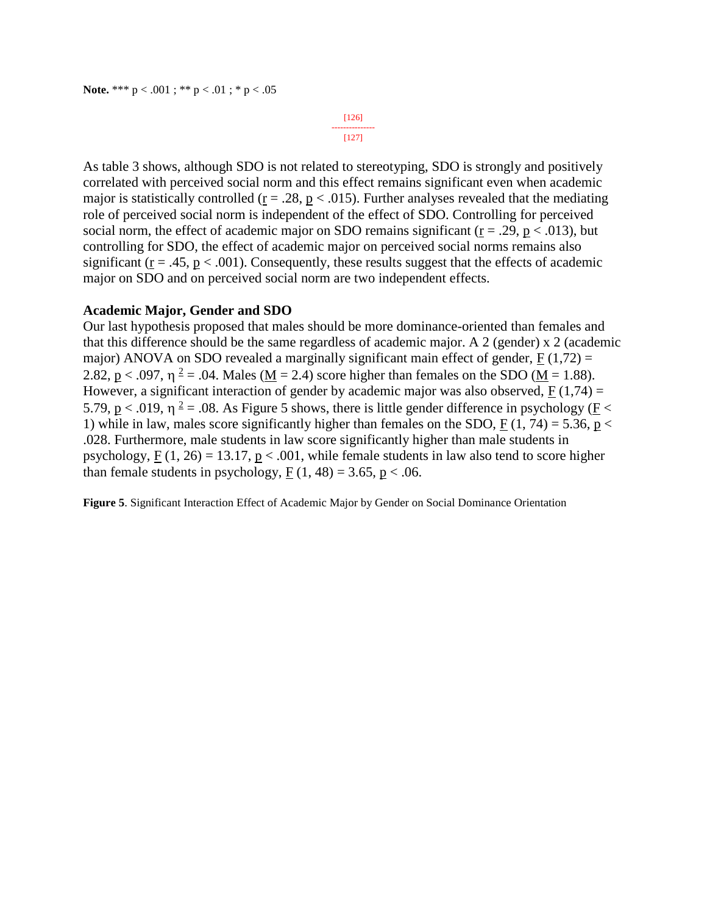**Note.** *** p < .001 ; ** p < .01 ; * p < .05

As table 3 shows, although SDO is not related to stereotyping, SDO is strongly and positively correlated with perceived social norm and this effect remains significant even when academic major is statistically controlled ($r = .28$, $p < .015$). Further analyses revealed that the mediating role of perceived social norm is independent of the effect of SDO. Controlling for perceived social norm, the effect of academic major on SDO remains significant ($r = .29$, $p < .013$), but controlling for SDO, the effect of academic major on perceived social norms remains also significant ($r = .45$, $p < .001$). Consequently, these results suggest that the effects of academic major on SDO and on perceived social norm are two independent effects.

### Academic Major, Gender and SDO

Our last hypothesis proposed that males should be more dominance-oriented than females and that this difference should be the same regardless of academic major. A 2 (gender) x 2 (academic major) ANOVA on SDO revealed a marginally significant main effect of gender, $F(1,72) = 2.82$, $p < .097$, $\eta^2 = .04$. Males ($M = 2.4$) score higher than females on the SDO ($M = 1.88$). However, a significant interaction of gender by academic major was also observed, $F(1,74) = 5.79$, $p < .019$, $\eta^2 = .08$. As Figure 5 shows, there is little gender difference in psychology ($F < 1$) while in law, males score significantly higher than females on the SDO, $F(1, 74) = 5.36$, $p < .028$. Furthermore, male students in law score significantly higher than male students in psychology, $F(1, 26) = 13.17$, $p < .001$, while female students in law also tend to score higher than female students in psychology, $F(1, 48) = 3.65$, $p < .06$.

**Figure 5**. Significant Interaction Effect of Academic Major by Gender on Social Dominance Orientation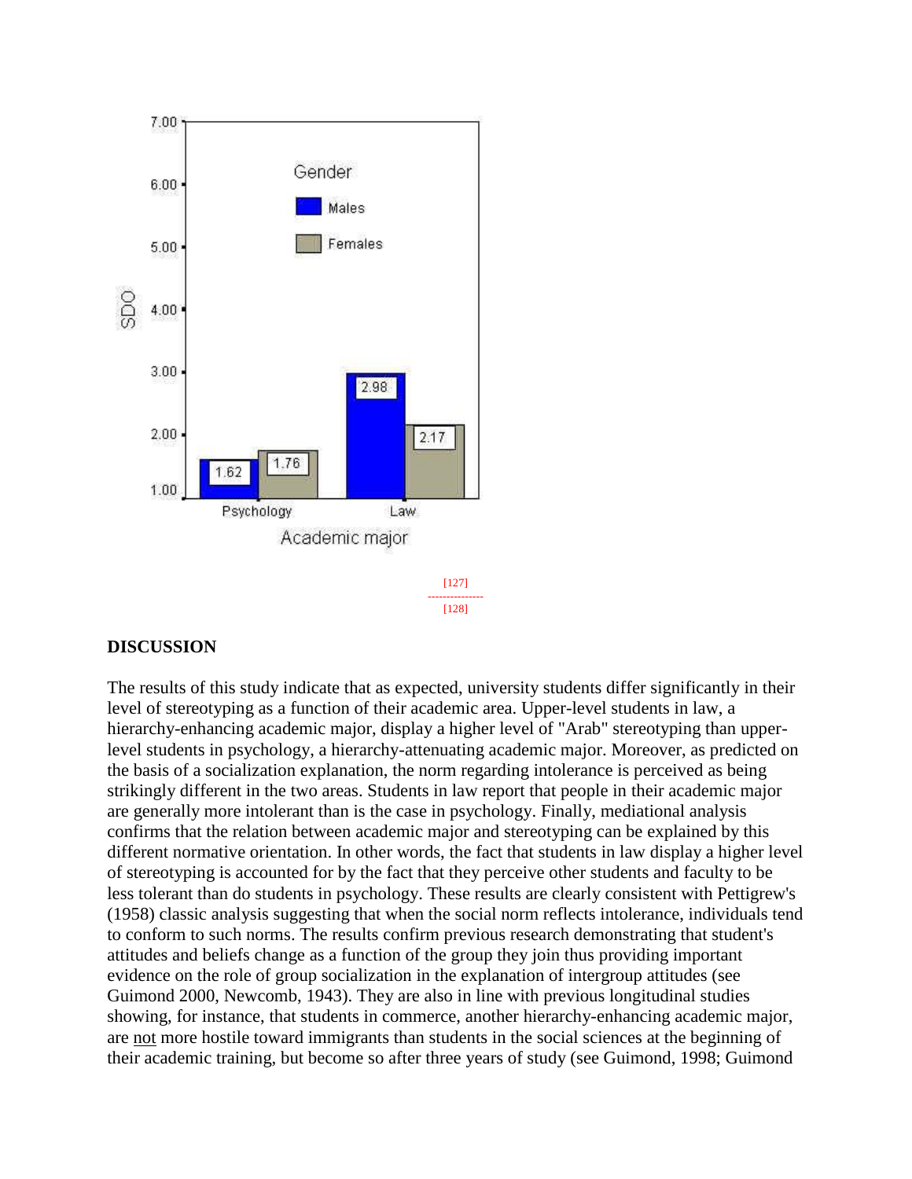## DISCUSSION

The results of this study indicate that as expected, university students differ significantly in their level of stereotyping as a function of their academic area. Upper-level students in law, a hierarchy-enhancing academic major, display a higher level of "Arab" stereotyping than upper-level students in psychology, a hierarchy-attenuating academic major. Moreover, as predicted on the basis of a socialization explanation, the norm regarding intolerance is perceived as being strikingly different in the two areas. Students in law report that people in their academic major are generally more intolerant than is the case in psychology. Finally, mediational analysis confirms that the relation between academic major and stereotyping can be explained by this different normative orientation. In other words, the fact that students in law display a higher level of stereotyping is accounted for by the fact that they perceive other students and faculty to be less tolerant than do students in psychology. These results are clearly consistent with Pettigrew's (1958) classic analysis suggesting that when the social norm reflects intolerance, individuals tend to conform to such norms. The results confirm previous research demonstrating that student's attitudes and beliefs change as a function of the group they join thus providing important evidence on the role of group socialization in the explanation of intergroup attitudes (see Guimond 2000, Newcomb, 1943). They are also in line with previous longitudinal studies showing, for instance, that students in commerce, another hierarchy-enhancing academic major, are <u>not</u> more hostile toward immigrants than students in the social sciences at the beginning of their academic training, but become so after three years of study (see Guimond, 1998; Guimond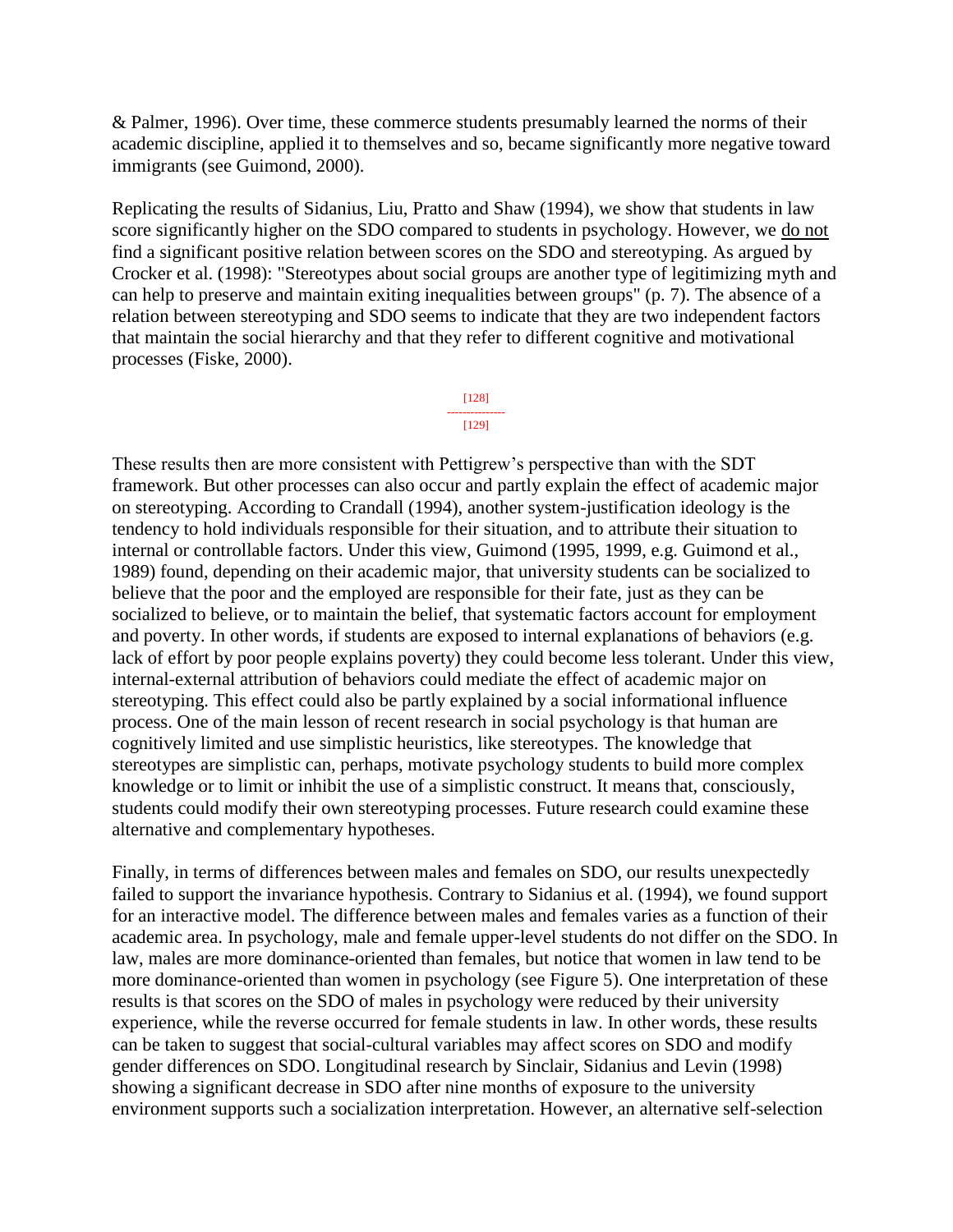& Palmer, 1996). Over time, these commerce students presumably learned the norms of their academic discipline, applied it to themselves and so, became significantly more negative toward immigrants (see Guimond, 2000).

Replicating the results of Sidanius, Liu, Pratto and Shaw (1994), we show that students in law score significantly higher on the SDO compared to students in psychology. However, we <u>do not</u> find a significant positive relation between scores on the SDO and stereotyping. As argued by Crocker et al. (1998): "Stereotypes about social groups are another type of legitimizing myth and can help to preserve and maintain exiting inequalities between groups" (p. 7). The absence of a relation between stereotyping and SDO seems to indicate that they are two independent factors that maintain the social hierarchy and that they refer to different cognitive and motivational processes (Fiske, 2000).

These results then are more consistent with Pettigrew's perspective than with the SDT framework. But other processes can also occur and partly explain the effect of academic major on stereotyping. According to Crandall (1994), another system-justification ideology is the tendency to hold individuals responsible for their situation, and to attribute their situation to internal or controllable factors. Under this view, Guimond (1995, 1999, e.g. Guimond et al., 1989) found, depending on their academic major, that university students can be socialized to believe that the poor and the employed are responsible for their fate, just as they can be socialized to believe, or to maintain the belief, that systematic factors account for employment and poverty. In other words, if students are exposed to internal explanations of behaviors (e.g. lack of effort by poor people explains poverty) they could become less tolerant. Under this view, internal-external attribution of behaviors could mediate the effect of academic major on stereotyping. This effect could also be partly explained by a social informational influence process. One of the main lesson of recent research in social psychology is that human are cognitively limited and use simplistic heuristics, like stereotypes. The knowledge that stereotypes are simplistic can, perhaps, motivate psychology students to build more complex knowledge or to limit or inhibit the use of a simplistic construct. It means that, consciously, students could modify their own stereotyping processes. Future research could examine these alternative and complementary hypotheses.

Finally, in terms of differences between males and females on SDO, our results unexpectedly failed to support the invariance hypothesis. Contrary to Sidanius et al. (1994), we found support for an interactive model. The difference between males and females varies as a function of their academic area. In psychology, male and female upper-level students do not differ on the SDO. In law, males are more dominance-oriented than females, but notice that women in law tend to be more dominance-oriented than women in psychology (see Figure 5). One interpretation of these results is that scores on the SDO of males in psychology were reduced by their university experience, while the reverse occurred for female students in law. In other words, these results can be taken to suggest that social-cultural variables may affect scores on SDO and modify gender differences on SDO. Longitudinal research by Sinclair, Sidanius and Levin (1998) showing a significant decrease in SDO after nine months of exposure to the university environment supports such a socialization interpretation. However, an alternative self-selection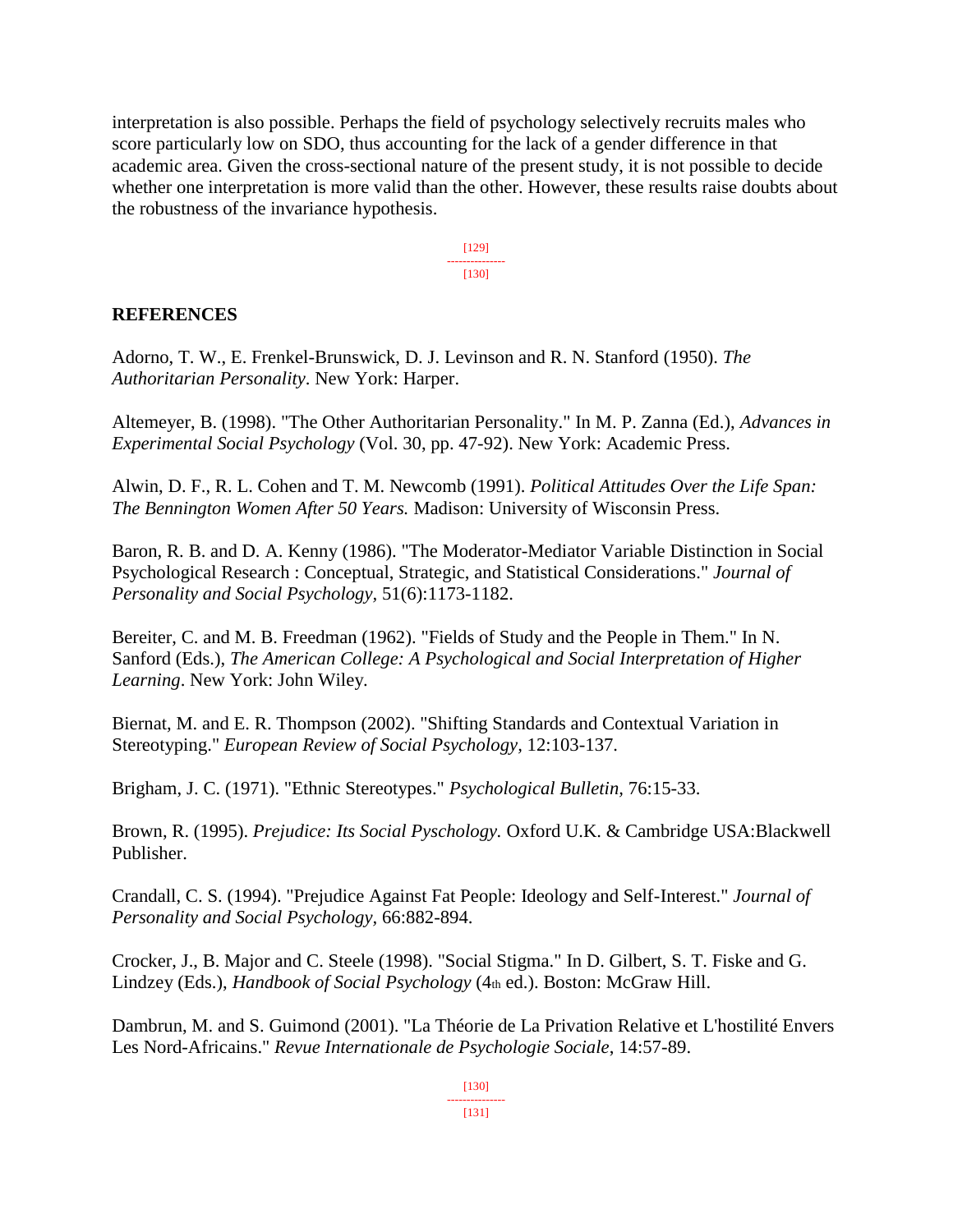interpretation is also possible. Perhaps the field of psychology selectively recruits males who score particularly low on SDO, thus accounting for the lack of a gender difference in that academic area. Given the cross-sectional nature of the present study, it is not possible to decide whether one interpretation is more valid than the other. However, these results raise doubts about the robustness of the invariance hypothesis.

## REFERENCES

Adorno, T. W., E. Frenkel-Brunswick, D. J. Levinson and R. N. Stanford (1950). *The Authoritarian Personality*. New York: Harper.

Altemeyer, B. (1998). "The Other Authoritarian Personality." In M. P. Zanna (Ed.), *Advances in Experimental Social Psychology* (Vol. 30, pp. 47-92). New York: Academic Press.

Alwin, D. F., R. L. Cohen and T. M. Newcomb (1991). *Political Attitudes Over the Life Span: The Bennington Women After 50 Years.* Madison: University of Wisconsin Press.

Baron, R. B. and D. A. Kenny (1986). "The Moderator-Mediator Variable Distinction in Social Psychological Research : Conceptual, Strategic, and Statistical Considerations." *Journal of Personality and Social Psychology*, 51(6):1173-1182.

Bereiter, C. and M. B. Freedman (1962). "Fields of Study and the People in Them." In N. Sanford (Eds.), *The American College: A Psychological and Social Interpretation of Higher Learning*. New York: John Wiley.

Biernat, M. and E. R. Thompson (2002). "Shifting Standards and Contextual Variation in Stereotyping." *European Review of Social Psychology*, 12:103-137.

Brigham, J. C. (1971). "Ethnic Stereotypes." *Psychological Bulletin*, 76:15-33.

Brown, R. (1995). *Prejudice: Its Social Pyschology.* Oxford U.K. & Cambridge USA:Blackwell Publisher.

Crandall, C. S. (1994). "Prejudice Against Fat People: Ideology and Self-Interest." *Journal of Personality and Social Psychology*, 66:882-894.

Crocker, J., B. Major and C. Steele (1998). "Social Stigma." In D. Gilbert, S. T. Fiske and G. Lindzey (Eds.), *Handbook of Social Psychology* (4th ed.). Boston: McGraw Hill.

Dambrun, M. and S. Guimond (2001). "La Théorie de La Privation Relative et L'hostilité Envers Les Nord-Africains." *Revue Internationale de Psychologie Sociale*, 14:57-89.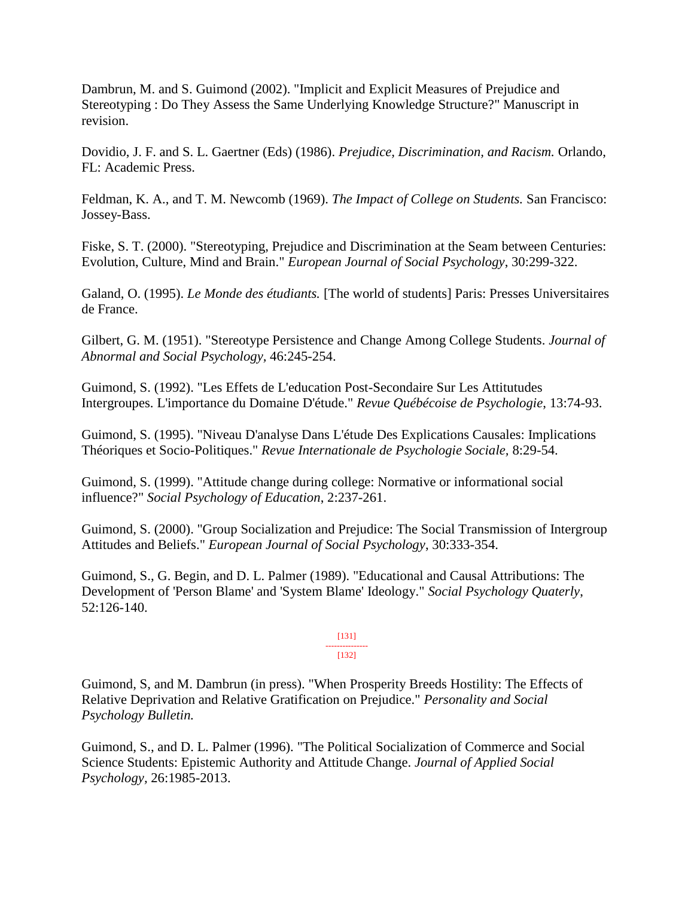Dambrun, M. and S. Guimond (2002). "Implicit and Explicit Measures of Prejudice and Stereotyping : Do They Assess the Same Underlying Knowledge Structure?" Manuscript in revision.

Dovidio, J. F. and S. L. Gaertner (Eds) (1986). *Prejudice, Discrimination, and Racism.* Orlando, FL: Academic Press.

Feldman, K. A., and T. M. Newcomb (1969). *The Impact of College on Students.* San Francisco: Jossey-Bass.

Fiske, S. T. (2000). "Stereotyping, Prejudice and Discrimination at the Seam between Centuries: Evolution, Culture, Mind and Brain." *European Journal of Social Psychology*, 30:299-322.

Galand, O. (1995). *Le Monde des étudiants.* [The world of students] Paris: Presses Universitaires de France.

Gilbert, G. M. (1951). "Stereotype Persistence and Change Among College Students. *Journal of Abnormal and Social Psychology,* 46:245-254.

Guimond, S. (1992). "Les Effets de L'education Post-Secondaire Sur Les Attitutudes Intergroupes. L'importance du Domaine D'étude." *Revue Québécoise de Psychologie*, 13:74-93.

Guimond, S. (1995). "Niveau D'analyse Dans L'étude Des Explications Causales: Implications Théoriques et Socio-Politiques." *Revue Internationale de Psychologie Sociale,* 8:29-54.

Guimond, S. (1999). "Attitude change during college: Normative or informational social influence?" *Social Psychology of Education*, 2:237-261.

Guimond, S. (2000). "Group Socialization and Prejudice: The Social Transmission of Intergroup Attitudes and Beliefs." *European Journal of Social Psychology*, 30:333-354.

Guimond, S., G. Begin, and D. L. Palmer (1989). "Educational and Causal Attributions: The Development of 'Person Blame' and 'System Blame' Ideology." *Social Psychology Quaterly*, 52:126-140.

Guimond, S, and M. Dambrun (in press). "When Prosperity Breeds Hostility: The Effects of Relative Deprivation and Relative Gratification on Prejudice." *Personality and Social Psychology Bulletin.*

Guimond, S., and D. L. Palmer (1996). "The Political Socialization of Commerce and Social Science Students: Epistemic Authority and Attitude Change. *Journal of Applied Social Psychology*, 26:1985-2013.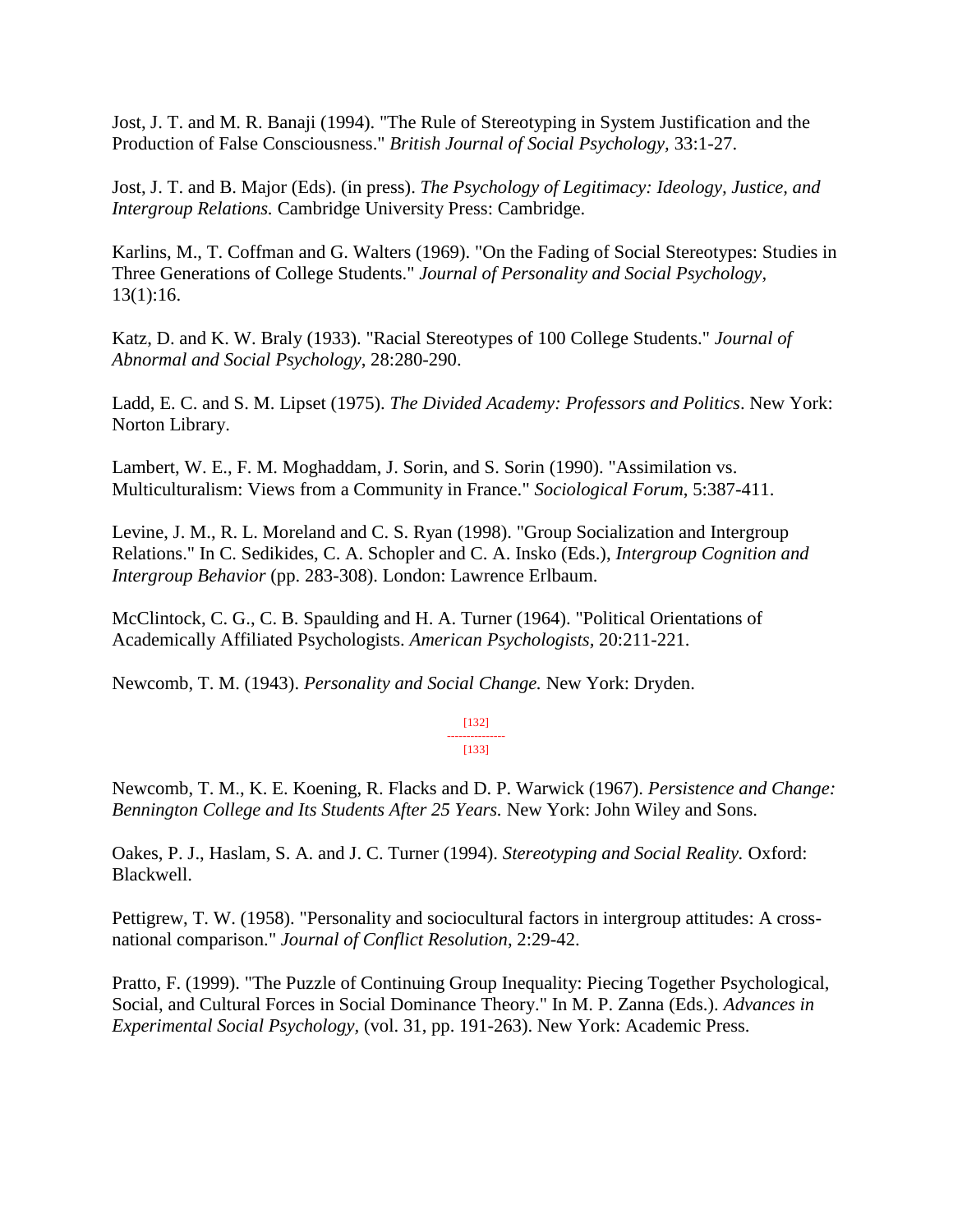Jost, J. T. and M. R. Banaji (1994). "The Rule of Stereotyping in System Justification and the Production of False Consciousness." *British Journal of Social Psychology*, 33:1-27.

Jost, J. T. and B. Major (Eds). (in press). *The Psychology of Legitimacy: Ideology, Justice, and Intergroup Relations.* Cambridge University Press: Cambridge.

Karlins, M., T. Coffman and G. Walters (1969). "On the Fading of Social Stereotypes: Studies in Three Generations of College Students." *Journal of Personality and Social Psychology*, 13(1):16.

Katz, D. and K. W. Braly (1933). "Racial Stereotypes of 100 College Students." *Journal of Abnormal and Social Psychology*, 28:280-290.

Ladd, E. C. and S. M. Lipset (1975). *The Divided Academy: Professors and Politics*. New York: Norton Library.

Lambert, W. E., F. M. Moghaddam, J. Sorin, and S. Sorin (1990). "Assimilation vs. Multiculturalism: Views from a Community in France." *Sociological Forum*, 5:387-411.

Levine, J. M., R. L. Moreland and C. S. Ryan (1998). "Group Socialization and Intergroup Relations." In C. Sedikides, C. A. Schopler and C. A. Insko (Eds.), *Intergroup Cognition and Intergroup Behavior* (pp. 283-308). London: Lawrence Erlbaum.

McClintock, C. G., C. B. Spaulding and H. A. Turner (1964). "Political Orientations of Academically Affiliated Psychologists. *American Psychologists,* 20:211-221.

Newcomb, T. M. (1943). *Personality and Social Change.* New York: Dryden.

Newcomb, T. M., K. E. Koening, R. Flacks and D. P. Warwick (1967). *Persistence and Change: Bennington College and Its Students After 25 Years.* New York: John Wiley and Sons.

Oakes, P. J., Haslam, S. A. and J. C. Turner (1994). *Stereotyping and Social Reality.* Oxford: Blackwell.

Pettigrew, T. W. (1958). "Personality and sociocultural factors in intergroup attitudes: A cross-national comparison." *Journal of Conflict Resolution*, 2:29-42.

Pratto, F. (1999). "The Puzzle of Continuing Group Inequality: Piecing Together Psychological, Social, and Cultural Forces in Social Dominance Theory." In M. P. Zanna (Eds.). *Advances in Experimental Social Psychology,* (vol. 31, pp. 191-263). New York: Academic Press.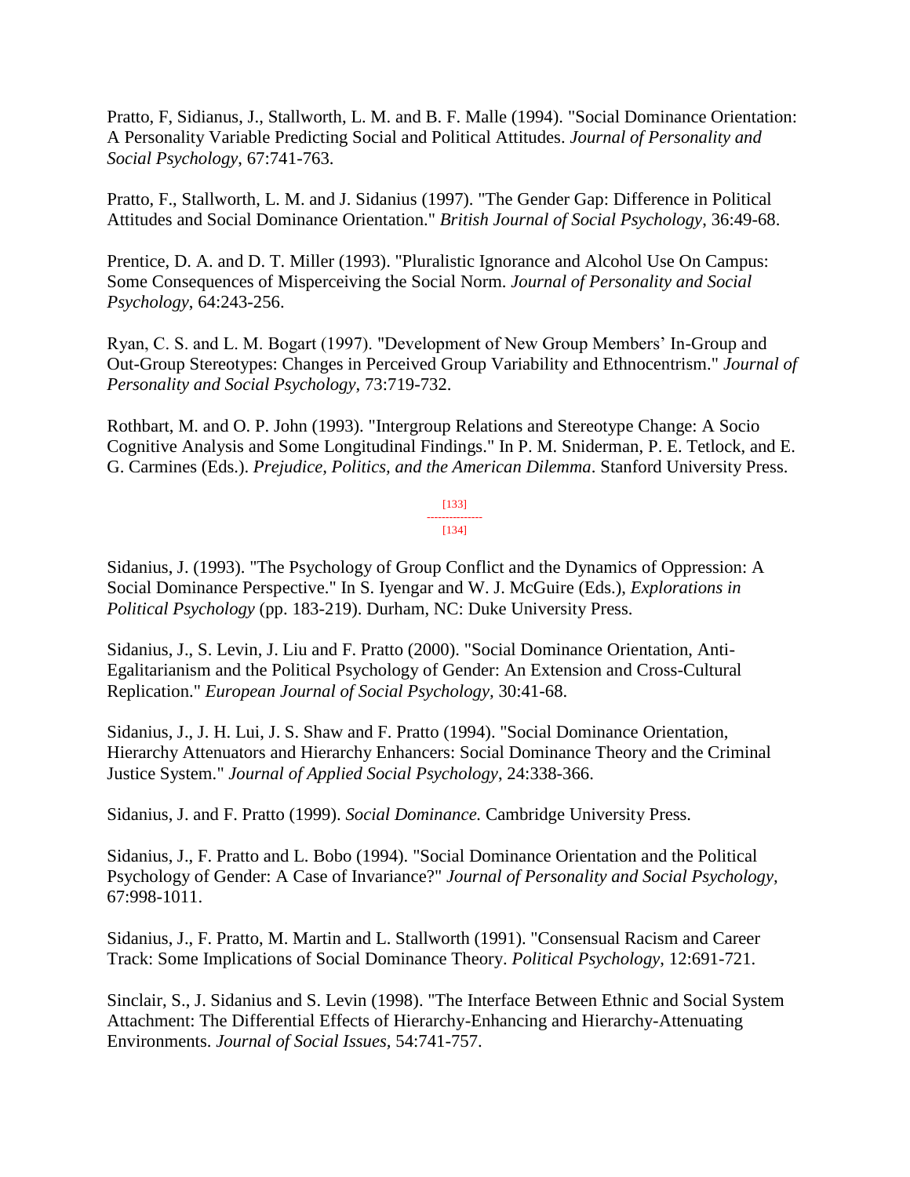Pratto, F, Sidianus, J., Stallworth, L. M. and B. F. Malle (1994). "Social Dominance Orientation: A Personality Variable Predicting Social and Political Attitudes. *Journal of Personality and Social Psychology*, 67:741-763.

Pratto, F., Stallworth, L. M. and J. Sidanius (1997). "The Gender Gap: Difference in Political Attitudes and Social Dominance Orientation." *British Journal of Social Psychology*, 36:49-68.

Prentice, D. A. and D. T. Miller (1993). "Pluralistic Ignorance and Alcohol Use On Campus: Some Consequences of Misperceiving the Social Norm. *Journal of Personality and Social Psychology*, 64:243-256.

Ryan, C. S. and L. M. Bogart (1997). "Development of New Group Members' In-Group and Out-Group Stereotypes: Changes in Perceived Group Variability and Ethnocentrism." *Journal of Personality and Social Psychology*, 73:719-732.

Rothbart, M. and O. P. John (1993). "Intergroup Relations and Stereotype Change: A Socio Cognitive Analysis and Some Longitudinal Findings." In P. M. Sniderman, P. E. Tetlock, and E. G. Carmines (Eds.). *Prejudice, Politics, and the American Dilemma*. Stanford University Press.

Sidanius, J. (1993). "The Psychology of Group Conflict and the Dynamics of Oppression: A Social Dominance Perspective." In S. Iyengar and W. J. McGuire (Eds.), *Explorations in Political Psychology* (pp. 183-219). Durham, NC: Duke University Press.

Sidanius, J., S. Levin, J. Liu and F. Pratto (2000). "Social Dominance Orientation, Anti-Egalitarianism and the Political Psychology of Gender: An Extension and Cross-Cultural Replication." *European Journal of Social Psychology,* 30:41-68.

Sidanius, J., J. H. Lui, J. S. Shaw and F. Pratto (1994). "Social Dominance Orientation, Hierarchy Attenuators and Hierarchy Enhancers: Social Dominance Theory and the Criminal Justice System." *Journal of Applied Social Psychology*, 24:338-366.

Sidanius, J. and F. Pratto (1999). *Social Dominance.* Cambridge University Press.

Sidanius, J., F. Pratto and L. Bobo (1994). "Social Dominance Orientation and the Political Psychology of Gender: A Case of Invariance?" *Journal of Personality and Social Psychology,* 67:998-1011.

Sidanius, J., F. Pratto, M. Martin and L. Stallworth (1991). "Consensual Racism and Career Track: Some Implications of Social Dominance Theory. *Political Psychology*, 12:691-721.

Sinclair, S., J. Sidanius and S. Levin (1998). "The Interface Between Ethnic and Social System Attachment: The Differential Effects of Hierarchy-Enhancing and Hierarchy-Attenuating Environments. *Journal of Social Issues,* 54:741-757.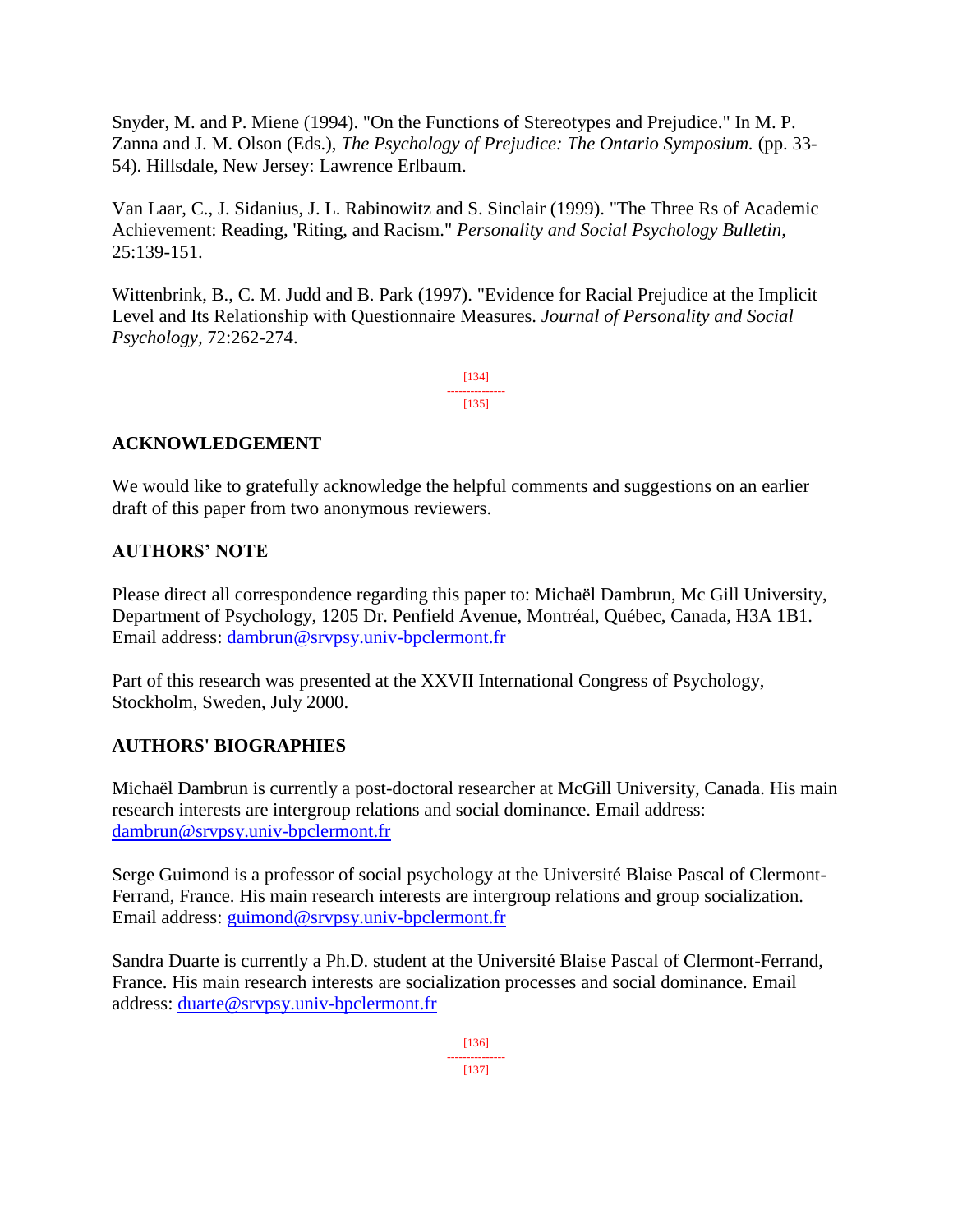Snyder, M. and P. Miene (1994). "On the Functions of Stereotypes and Prejudice." In M. P. Zanna and J. M. Olson (Eds.), *The Psychology of Prejudice: The Ontario Symposium.* (pp. 33-54). Hillsdale, New Jersey: Lawrence Erlbaum.

Van Laar, C., J. Sidanius, J. L. Rabinowitz and S. Sinclair (1999). "The Three Rs of Academic Achievement: Reading, 'Riting, and Racism." *Personality and Social Psychology Bulletin,* 25:139-151.

Wittenbrink, B., C. M. Judd and B. Park (1997). "Evidence for Racial Prejudice at the Implicit Level and Its Relationship with Questionnaire Measures. *Journal of Personality and Social Psychology,* 72:262-274.

## ACKNOWLEDGEMENT

We would like to gratefully acknowledge the helpful comments and suggestions on an earlier draft of this paper from two anonymous reviewers.

## AUTHORS' NOTE

Please direct all correspondence regarding this paper to: Michaël Dambrun, Mc Gill University, Department of Psychology, 1205 Dr. Penfield Avenue, Montréal, Québec, Canada, H3A 1B1. Email address: dambrun@srvpsy.univ-bpclermont.fr

Part of this research was presented at the XXVII International Congress of Psychology, Stockholm, Sweden, July 2000.

## AUTHORS' BIOGRAPHIES

Michaël Dambrun is currently a post-doctoral researcher at McGill University, Canada. His main research interests are intergroup relations and social dominance. Email address: dambrun@srvpsy.univ-bpclermont.fr

Serge Guimond is a professor of social psychology at the Université Blaise Pascal of Clermont-Ferrand, France. His main research interests are intergroup relations and group socialization. Email address: guimond@srvpsy.univ-bpclermont.fr

Sandra Duarte is currently a Ph.D. student at the Université Blaise Pascal of Clermont-Ferrand, France. His main research interests are socialization processes and social dominance. Email address: duarte@srvpsy.univ-bpclermont.fr